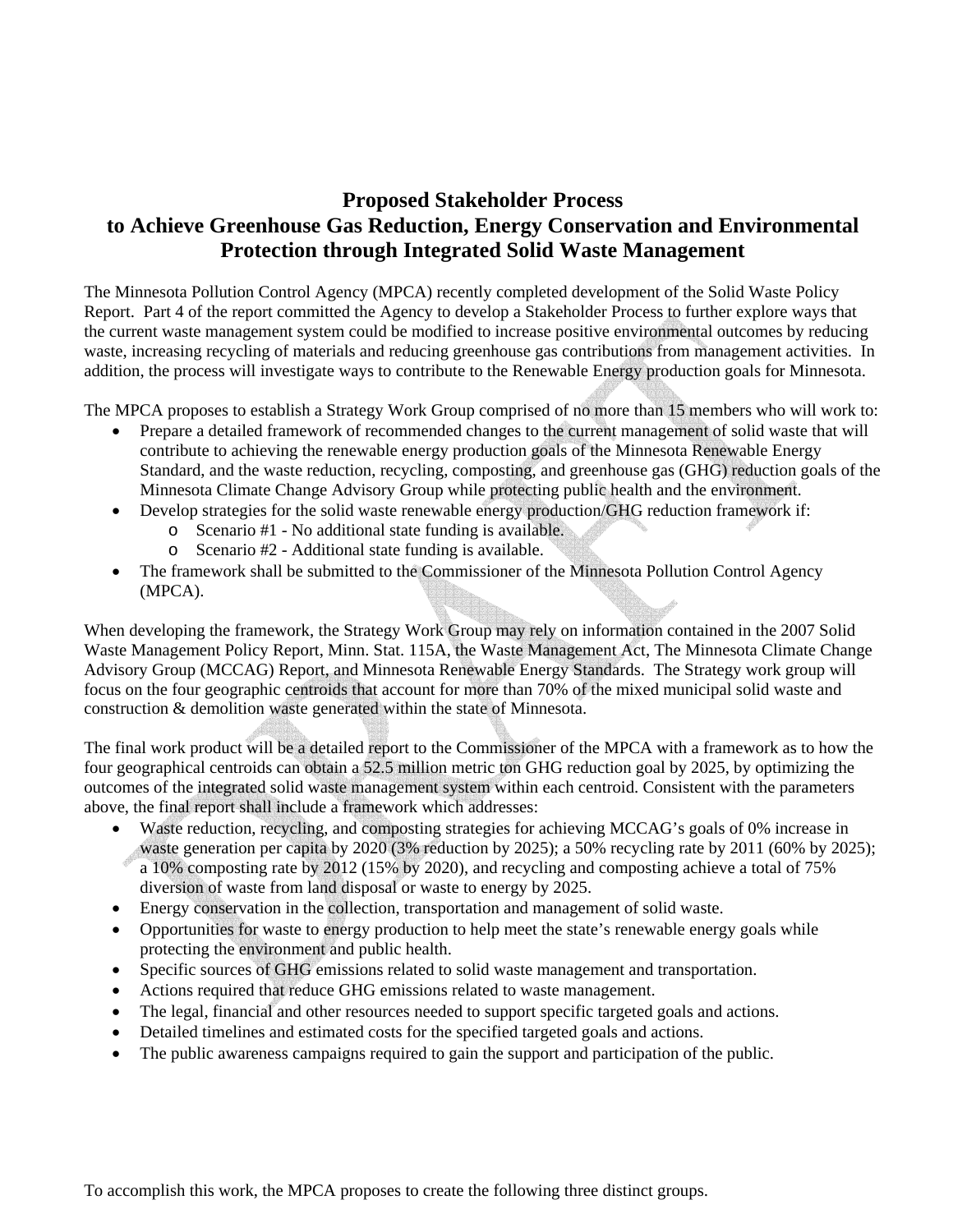# Proposed Stakeholder Process to Achieve Greenhouse Gas Reduction, Energy Conservation and Environmental Protection through Integrated Solid Waste Management

The Minnesota Pollution Control Agency (MPCA) recently completed development of the Solid Waste Policy Report. Part 4 of the report committed the Agency to develop a Stakeholder Process to further explore ways that the current waste management system could be modified to increase positive environmental outcomes by reducing waste, increasing recycling of materials and reducing greenhouse gas contributions from management activities. In addition, the process will investigate ways to contribute to the Renewable Energy production goals for Minnesota.

The MPCA proposes to establish a Strategy Work Group comprised of no more than 15 members who will work to:

- Prepare a detailed framework of recommended changes to the current management of solid waste that will contribute to achieving the renewable energy production goals of the Minnesota Renewable Energy Standard, and the waste reduction, recycling, composting, and greenhouse gas (GHG) reduction goals of the Minnesota Climate Change Advisory Group while protecting public health and the environment.
- Develop strategies for the solid waste renewable energy production/GHG reduction framework if:
  - Scenario #1 - No additional state funding is available.
  - Scenario #2 - Additional state funding is available.
- The framework shall be submitted to the Commissioner of the Minnesota Pollution Control Agency (MPCA).

When developing the framework, the Strategy Work Group may rely on information contained in the 2007 Solid Waste Management Policy Report, Minn. Stat. 115A, the Waste Management Act, The Minnesota Climate Change Advisory Group (MCCAG) Report, and Minnesota Renewable Energy Standards. The Strategy work group will focus on the four geographic centroids that account for more than 70% of the mixed municipal solid waste and construction & demolition waste generated within the state of Minnesota.

The final work product will be a detailed report to the Commissioner of the MPCA with a framework as to how the four geographical centroids can obtain a 52.5 million metric ton GHG reduction goal by 2025, by optimizing the outcomes of the integrated solid waste management system within each centroid. Consistent with the parameters above, the final report shall include a framework which addresses:

- Waste reduction, recycling, and composting strategies for achieving MCCAG's goals of 0% increase in waste generation per capita by 2020 (3% reduction by 2025); a 50% recycling rate by 2011 (60% by 2025); a 10% composting rate by 2012 (15% by 2020), and recycling and composting achieve a total of 75% diversion of waste from land disposal or waste to energy by 2025.
- Energy conservation in the collection, transportation and management of solid waste.
- Opportunities for waste to energy production to help meet the state's renewable energy goals while protecting the environment and public health.
- Specific sources of GHG emissions related to solid waste management and transportation.
- Actions required that reduce GHG emissions related to waste management.
- The legal, financial and other resources needed to support specific targeted goals and actions.
- Detailed timelines and estimated costs for the specified targeted goals and actions.
- The public awareness campaigns required to gain the support and participation of the public.

To accomplish this work, the MPCA proposes to create the following three distinct groups.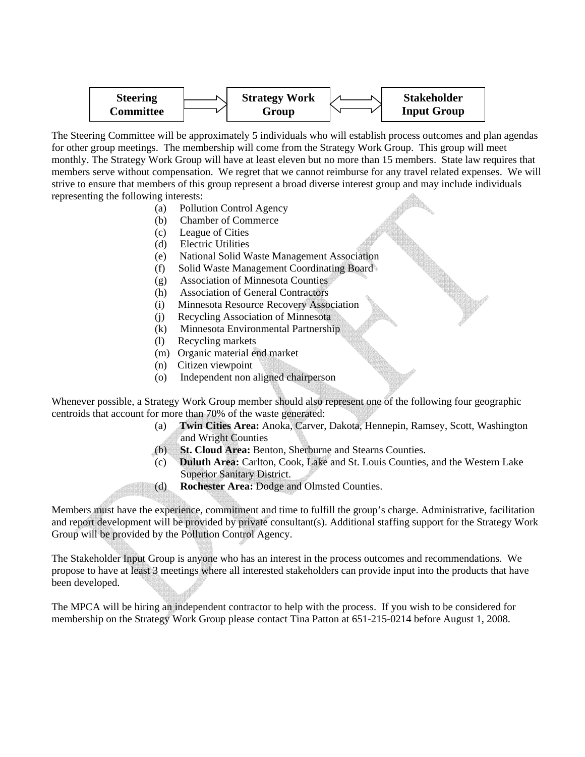Steering Committee → Strategy Work Group ↔ Stakeholder Input Group

The Steering Committee will be approximately 5 individuals who will establish process outcomes and plan agendas for other group meetings. The membership will come from the Strategy Work Group. This group will meet monthly. The Strategy Work Group will have at least eleven but no more than 15 members. State law requires that members serve without compensation. We regret that we cannot reimburse for any travel related expenses. We will strive to ensure that members of this group represent a broad diverse interest group and may include individuals representing the following interests:

- (a) Pollution Control Agency
- (b) Chamber of Commerce
- (c) League of Cities
- (d) Electric Utilities
- (e) National Solid Waste Management Association
- (f) Solid Waste Management Coordinating Board
- (g) Association of Minnesota Counties
- (h) Association of General Contractors
- (i) Minnesota Resource Recovery Association
- (j) Recycling Association of Minnesota
- (k) Minnesota Environmental Partnership
- (l) Recycling markets
- (m) Organic material end market
- (n) Citizen viewpoint
- (o) Independent non aligned chairperson

Whenever possible, a Strategy Work Group member should also represent one of the following four geographic centroids that account for more than 70% of the waste generated:

- (a) **Twin Cities Area:** Anoka, Carver, Dakota, Hennepin, Ramsey, Scott, Washington and Wright Counties
- (b) **St. Cloud Area:** Benton, Sherburne and Stearns Counties.
- (c) **Duluth Area:** Carlton, Cook, Lake and St. Louis Counties, and the Western Lake Superior Sanitary District.
- (d) **Rochester Area:** Dodge and Olmsted Counties.

Members must have the experience, commitment and time to fulfill the group's charge. Administrative, facilitation and report development will be provided by private consultant(s). Additional staffing support for the Strategy Work Group will be provided by the Pollution Control Agency.

The Stakeholder Input Group is anyone who has an interest in the process outcomes and recommendations. We propose to have at least 3 meetings where all interested stakeholders can provide input into the products that have been developed.

The MPCA will be hiring an independent contractor to help with the process. If you wish to be considered for membership on the Strategy Work Group please contact Tina Patton at 651-215-0214 before August 1, 2008.